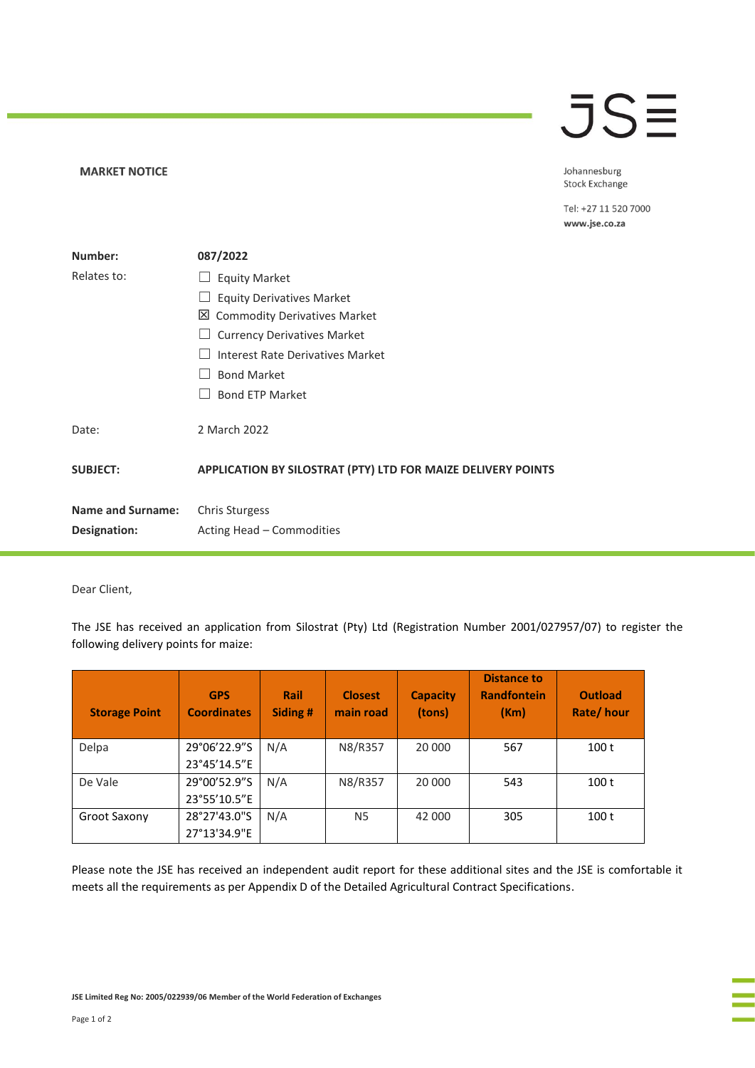**MARKET NOTICE**

Johannesburg Stock Exchange

Tel: +27 11 520 7000
**www.jse.co.za**

| | |
|---|---|
| **Number:** | **087/2022** |
| Relates to: | ☐ Equity Market<br>☐ Equity Derivatives Market<br>☒ Commodity Derivatives Market<br>☐ Currency Derivatives Market<br>☐ Interest Rate Derivatives Market<br>☐ Bond Market<br>☐ Bond ETP Market |
| Date: | 2 March 2022 |
| **SUBJECT:** | **APPLICATION BY SILOSTRAT (PTY) LTD FOR MAIZE DELIVERY POINTS** |
| **Name and Surname:** | Chris Sturgess |
| **Designation:** | Acting Head – Commodities |

Dear Client,

The JSE has received an application from Silostrat (Pty) Ltd (Registration Number 2001/027957/07) to register the following delivery points for maize:

| Storage Point | GPS Coordinates | Rail Siding # | Closest main road | Capacity (tons) | Distance to Randfontein (Km) | Outload Rate/ hour |
|---|---|---|---|---|---|---|
| Delpa | 29°06'22.9"S 23°45'14.5"E | N/A | N8/R357 | 20 000 | 567 | 100 t |
| De Vale | 29°00'52.9"S 23°55'10.5"E | N/A | N8/R357 | 20 000 | 543 | 100 t |
| Groot Saxony | 28°27'43.0"S 27°13'34.9"E | N/A | N5 | 42 000 | 305 | 100 t |

Please note the JSE has received an independent audit report for these additional sites and the JSE is comfortable it meets all the requirements as per Appendix D of the Detailed Agricultural Contract Specifications.

JSE Limited Reg No: 2005/022939/06 Member of the World Federation of Exchanges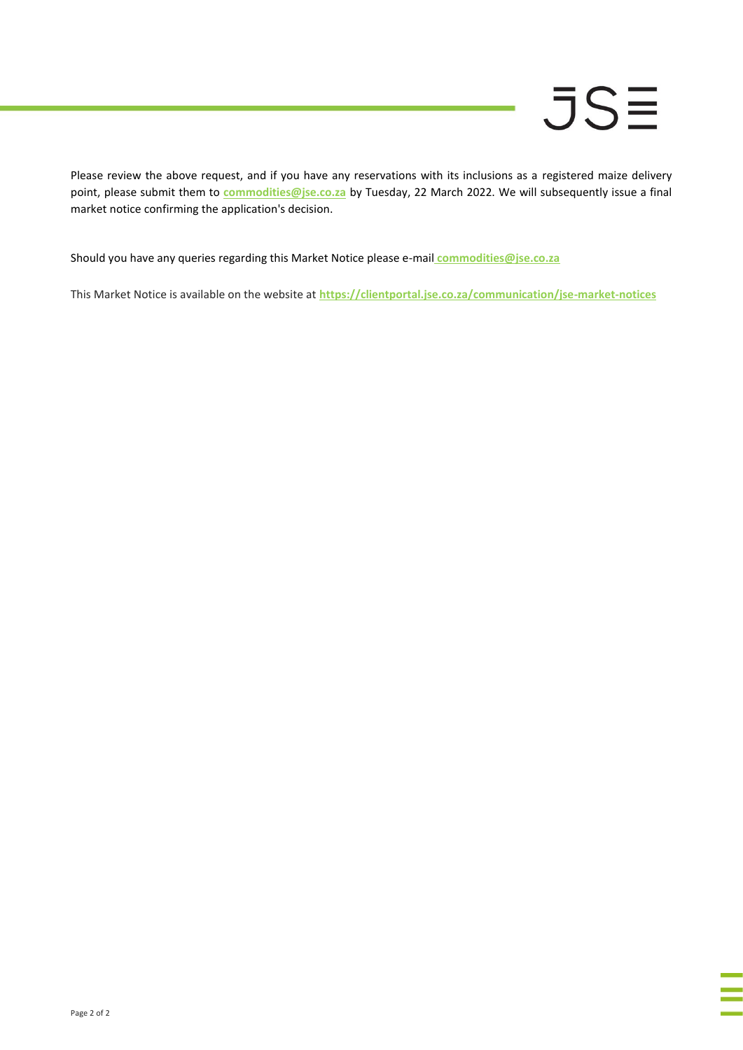Please review the above request, and if you have any reservations with its inclusions as a registered maize delivery point, please submit them to **commodities@jse.co.za** by Tuesday, 22 March 2022. We will subsequently issue a final market notice confirming the application's decision.

Should you have any queries regarding this Market Notice please e-mail **commodities@jse.co.za**

This Market Notice is available on the website at **https://clientportal.jse.co.za/communication/jse-market-notices**